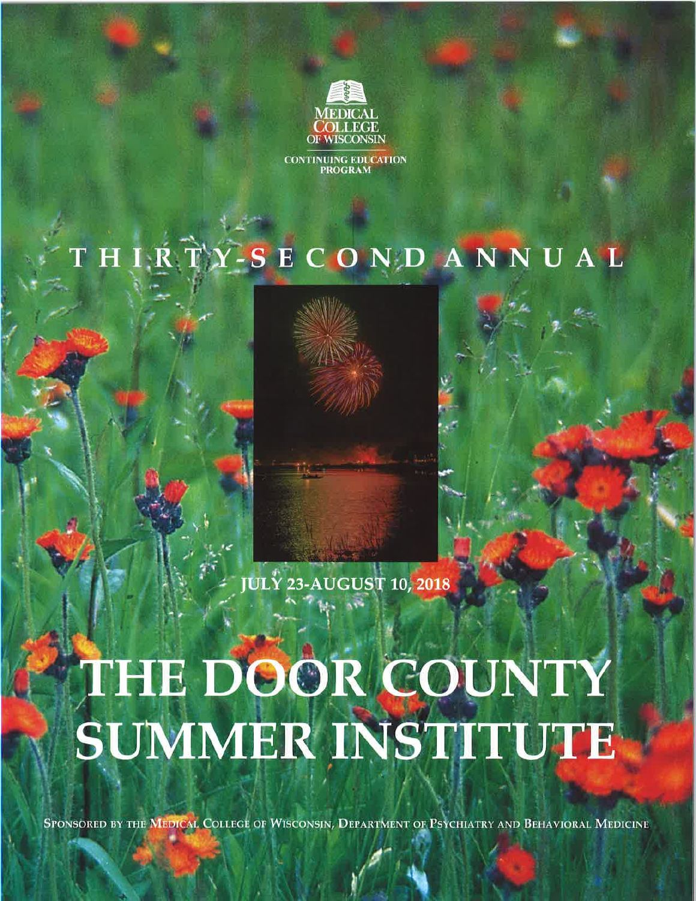MEDICAL COLLEGE OF WISCONSIN

CONTINUING EDUCATION PROGRAM

THIRTY-SECOND ANNUAL

JULY 23-AUGUST 10, 2018

# THE DOOR COUNTY SUMMER INSTITUTE

SPONSORED BY THE MEDICAL COLLEGE OF WISCONSIN, DEPARTMENT OF PSYCHIATRY AND BEHAVIORAL MEDICINE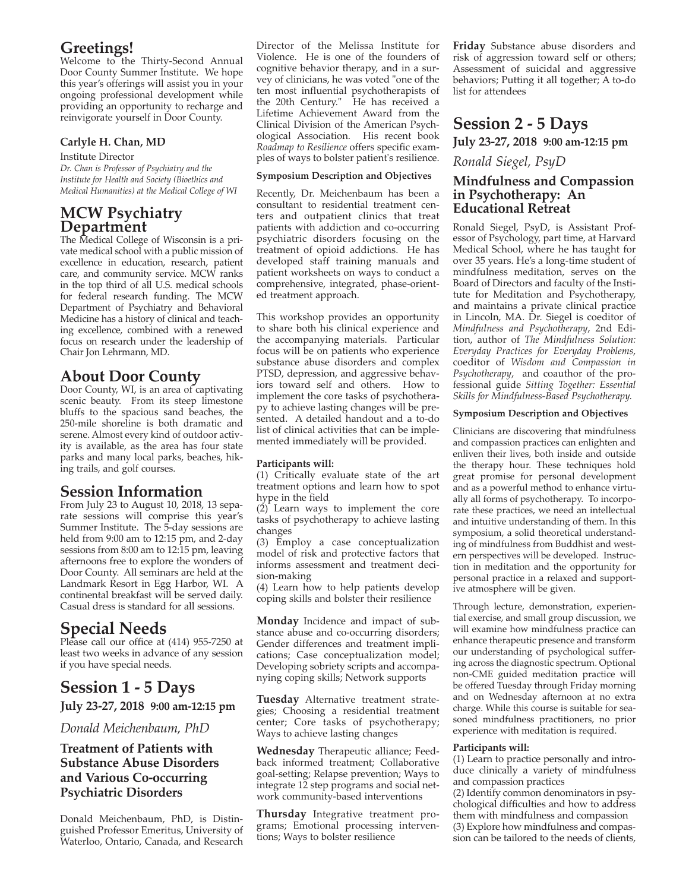## Greetings!

Welcome to the Thirty-Second Annual Door County Summer Institute. We hope this year's offerings will assist you in your ongoing professional development while providing an opportunity to recharge and reinvigorate yourself in Door County.

**Carlyle H. Chan, MD**

Institute Director

*Dr. Chan is Professor of Psychiatry and the Institute for Health and Society (Bioethics and Medical Humanities) at the Medical College of WI*

## MCW Psychiatry Department

The Medical College of Wisconsin is a private medical school with a public mission of excellence in education, research, patient care, and community service. MCW ranks in the top third of all U.S. medical schools for federal research funding. The MCW Department of Psychiatry and Behavioral Medicine has a history of clinical and teaching excellence, combined with a renewed focus on research under the leadership of Chair Jon Lehrmann, MD.

## About Door County

Door County, WI, is an area of captivating scenic beauty. From its steep limestone bluffs to the spacious sand beaches, the 250-mile shoreline is both dramatic and serene. Almost every kind of outdoor activity is available, as the area has four state parks and many local parks, beaches, hiking trails, and golf courses.

## Session Information

From July 23 to August 10, 2018, 13 separate sessions will comprise this year's Summer Institute. The 5-day sessions are held from 9:00 am to 12:15 pm, and 2-day sessions from 8:00 am to 12:15 pm, leaving afternoons free to explore the wonders of Door County. All seminars are held at the Landmark Resort in Egg Harbor, WI. A continental breakfast will be served daily. Casual dress is standard for all sessions.

## Special Needs

Please call our office at (414) 955-7250 at least two weeks in advance of any session if you have special needs.

## Session 1 - 5 Days

**July 23-27, 2018 9:00 am-12:15 pm**

*Donald Meichenbaum, PhD*

### Treatment of Patients with Substance Abuse Disorders and Various Co-occurring Psychiatric Disorders

Donald Meichenbaum, PhD, is Distinguished Professor Emeritus, University of Waterloo, Ontario, Canada, and Research Director of the Melissa Institute for Violence. He is one of the founders of cognitive behavior therapy, and in a survey of clinicians, he was voted "one of the ten most influential psychotherapists of the 20th Century." He has received a Lifetime Achievement Award from the Clinical Division of the American Psychological Association. His recent book *Roadmap to Resilience* offers specific examples of ways to bolster patient's resilience.

**Symposium Description and Objectives**

Recently, Dr. Meichenbaum has been a consultant to residential treatment centers and outpatient clinics that treat patients with addiction and co-occurring psychiatric disorders focusing on the treatment of opioid addictions. He has developed staff training manuals and patient worksheets on ways to conduct a comprehensive, integrated, phase-oriented treatment approach.

This workshop provides an opportunity to share both his clinical experience and the accompanying materials. Particular focus will be on patients who experience substance abuse disorders and complex PTSD, depression, and aggressive behaviors toward self and others. How to implement the core tasks of psychotherapy to achieve lasting changes will be presented. A detailed handout and a to-do list of clinical activities that can be implemented immediately will be provided.

**Participants will:**

(1) Critically evaluate state of the art treatment options and learn how to spot hype in the field
(2) Learn ways to implement the core tasks of psychotherapy to achieve lasting changes
(3) Employ a case conceptualization model of risk and protective factors that informs assessment and treatment decision-making
(4) Learn how to help patients develop coping skills and bolster their resilience

**Monday** Incidence and impact of substance abuse and co-occurring disorders; Gender differences and treatment implications; Case conceptualization model; Developing sobriety scripts and accompanying coping skills; Network supports

**Tuesday** Alternative treatment strategies; Choosing a residential treatment center; Core tasks of psychotherapy; Ways to achieve lasting changes

**Wednesday** Therapeutic alliance; Feedback informed treatment; Collaborative goal-setting; Relapse prevention; Ways to integrate 12 step programs and social network community-based interventions

**Thursday** Integrative treatment programs; Emotional processing interventions; Ways to bolster resilience

**Friday** Substance abuse disorders and risk of aggression toward self or others; Assessment of suicidal and aggressive behaviors; Putting it all together; A to-do list for attendees

## Session 2 - 5 Days

**July 23-27, 2018 9:00 am-12:15 pm**

*Ronald Siegel, PsyD*

### Mindfulness and Compassion in Psychotherapy: An Educational Retreat

Ronald Siegel, PsyD, is Assistant Professor of Psychology, part time, at Harvard Medical School, where he has taught for over 35 years. He's a long-time student of mindfulness meditation, serves on the Board of Directors and faculty of the Institute for Meditation and Psychotherapy, and maintains a private clinical practice in Lincoln, MA. Dr. Siegel is coeditor of *Mindfulness and Psychotherapy*, 2nd Edition, author of *The Mindfulness Solution: Everyday Practices for Everyday Problems*, coeditor of *Wisdom and Compassion in Psychotherapy*, and coauthor of the professional guide *Sitting Together: Essential Skills for Mindfulness-Based Psychotherapy.*

**Symposium Description and Objectives**

Clinicians are discovering that mindfulness and compassion practices can enlighten and enliven their lives, both inside and outside the therapy hour. These techniques hold great promise for personal development and as a powerful method to enhance virtually all forms of psychotherapy. To incorporate these practices, we need an intellectual and intuitive understanding of them. In this symposium, a solid theoretical understanding of mindfulness from Buddhist and western perspectives will be developed. Instruction in meditation and the opportunity for personal practice in a relaxed and supportive atmosphere will be given.

Through lecture, demonstration, experiential exercise, and small group discussion, we will examine how mindfulness practice can enhance therapeutic presence and transform our understanding of psychological suffering across the diagnostic spectrum. Optional non-CME guided meditation practice will be offered Tuesday through Friday morning and on Wednesday afternoon at no extra charge. While this course is suitable for seasoned mindfulness practitioners, no prior experience with meditation is required.

**Participants will:**

(1) Learn to practice personally and introduce clinically a variety of mindfulness and compassion practices
(2) Identify common denominators in psychological difficulties and how to address them with mindfulness and compassion
(3) Explore how mindfulness and compassion can be tailored to the needs of clients,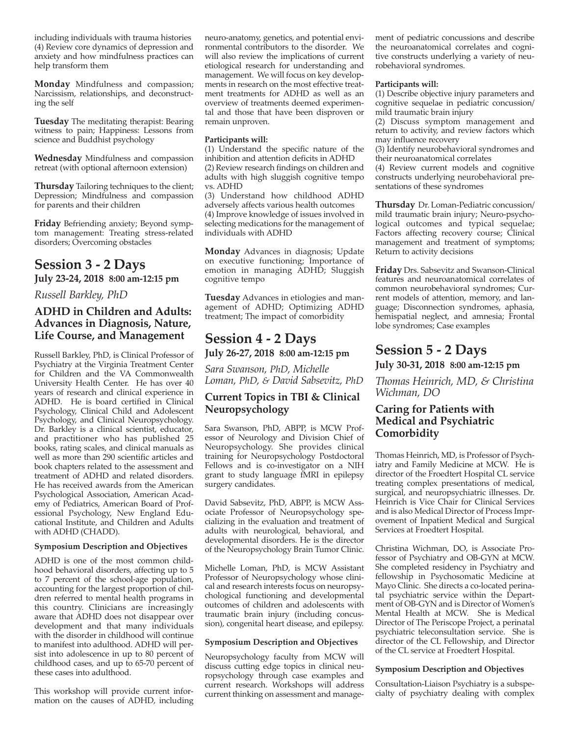including individuals with trauma histories (4) Review core dynamics of depression and anxiety and how mindfulness practices can help transform them

**Monday** Mindfulness and compassion; Narcissism, relationships, and deconstructing the self

**Tuesday** The meditating therapist: Bearing witness to pain; Happiness: Lessons from science and Buddhist psychology

**Wednesday** Mindfulness and compassion retreat (with optional afternoon extension)

**Thursday** Tailoring techniques to the client; Depression; Mindfulness and compassion for parents and their children

**Friday** Befriending anxiety; Beyond symptom management: Treating stress-related disorders; Overcoming obstacles

# Session 3 - 2 Days

**July 23-24, 2018 8:00 am-12:15 pm**

*Russell Barkley, PhD*

## ADHD in Children and Adults: Advances in Diagnosis, Nature, Life Course, and Management

Russell Barkley, PhD, is Clinical Professor of Psychiatry at the Virginia Treatment Center for Children and the VA Commonwealth University Health Center. He has over 40 years of research and clinical experience in ADHD. He is board certified in Clinical Psychology, Clinical Child and Adolescent Psychology, and Clinical Neuropsychology. Dr. Barkley is a clinical scientist, educator, and practitioner who has published 25 books, rating scales, and clinical manuals as well as more than 290 scientific articles and book chapters related to the assessment and treatment of ADHD and related disorders. He has received awards from the American Psychological Association, American Academy of Pediatrics, American Board of Professional Psychology, New England Educational Institute, and Children and Adults with ADHD (CHADD).

**Symposium Description and Objectives**

ADHD is one of the most common childhood behavioral disorders, affecting up to 5 to 7 percent of the school-age population, accounting for the largest proportion of children referred to mental health programs in this country. Clinicians are increasingly aware that ADHD does not disappear over development and that many individuals with the disorder in childhood will continue to manifest into adulthood. ADHD will persist into adolescence in up to 80 percent of childhood cases, and up to 65-70 percent of these cases into adulthood.

This workshop will provide current information on the causes of ADHD, including neuro-anatomy, genetics, and potential environmental contributors to the disorder. We will also review the implications of current etiological research for understanding and management. We will focus on key developments in research on the most effective treatment treatments for ADHD as well as an overview of treatments deemed experimental and those that have been disproven or remain unproven.

**Participants will:**

(1) Understand the specific nature of the inhibition and attention deficits in ADHD
(2) Review research findings on children and adults with high sluggish cognitive tempo vs. ADHD
(3) Understand how childhood ADHD adversely affects various health outcomes
(4) Improve knowledge of issues involved in selecting medications for the management of individuals with ADHD

**Monday** Advances in diagnosis; Update on executive functioning; Importance of emotion in managing ADHD; Sluggish cognitive tempo

**Tuesday** Advances in etiologies and management of ADHD; Optimizing ADHD treatment; The impact of comorbidity

# Session 4 - 2 Days

**July 26-27, 2018 8:00 am-12:15 pm**

*Sara Swanson, PhD, Michelle Loman, PhD, & David Sabsevitz, PhD*

## Current Topics in TBI & Clinical Neuropsychology

Sara Swanson, PhD, ABPP, is MCW Professor of Neurology and Division Chief of Neuropsychology. She provides clinical training for Neuropsychology Postdoctoral Fellows and is co-investigator on a NIH grant to study language fMRI in epilepsy surgery candidates.

David Sabsevitz, PhD, ABPP, is MCW Associate Professor of Neuropsychology specializing in the evaluation and treatment of adults with neurological, behavioral, and developmental disorders. He is the director of the Neuropsychology Brain Tumor Clinic.

Michelle Loman, PhD, is MCW Assistant Professor of Neuropsychology whose clinical and research interests focus on neuropsychological functioning and developmental outcomes of children and adolescents with traumatic brain injury (including concussion), congenital heart disease, and epilepsy.

**Symposium Description and Objectives**

Neuropsychology faculty from MCW will discuss cutting edge topics in clinical neuropsychology through case examples and current research. Workshops will address current thinking on assessment and management of pediatric concussions and describe the neuroanatomical correlates and cognitive constructs underlying a variety of neurobehavioral syndromes.

**Participants will:**

(1) Describe objective injury parameters and cognitive sequelae in pediatric concussion/mild traumatic brain injury
(2) Discuss symptom management and return to activity, and review factors which may influence recovery
(3) Identify neurobehavioral syndromes and their neuroanatomical correlates
(4) Review current models and cognitive constructs underlying neurobehavioral presentations of these syndromes

**Thursday** Dr. Loman-Pediatric concussion/mild traumatic brain injury; Neuro-psychological outcomes and typical sequelae; Factors affecting recovery course; Clinical management and treatment of symptoms; Return to activity decisions

**Friday** Drs. Sabsevitz and Swanson-Clinical features and neuroanatomical correlates of common neurobehavioral syndromes; Current models of attention, memory, and language; Disconnection syndromes, aphasia, hemispatial neglect, and amnesia; Frontal lobe syndromes; Case examples

# Session 5 - 2 Days

**July 30-31, 2018 8:00 am-12:15 pm**

*Thomas Heinrich, MD, & Christina Wichman, DO*

## Caring for Patients with Medical and Psychiatric Comorbidity

Thomas Heinrich, MD, is Professor of Psychiatry and Family Medicine at MCW. He is director of the Froedtert Hospital CL service treating complex presentations of medical, surgical, and neuropsychiatric illnesses. Dr. Heinrich is Vice Chair for Clinical Services and is also Medical Director of Process Improvement of Inpatient Medical and Surgical Services at Froedtert Hospital.

Christina Wichman, DO, is Associate Professor of Psychiatry and OB-GYN at MCW. She completed residency in Psychiatry and fellowship in Psychosomatic Medicine at Mayo Clinic. She directs a co-located perinatal psychiatric service within the Department of OB-GYN and is Director of Women's Mental Health at MCW. She is Medical Director of The Periscope Project, a perinatal psychiatric teleconsultation service. She is director of the CL Fellowship, and Director of the CL service at Froedtert Hospital.

**Symposium Description and Objectives**

Consultation-Liaison Psychiatry is a subspecialty of psychiatry dealing with complex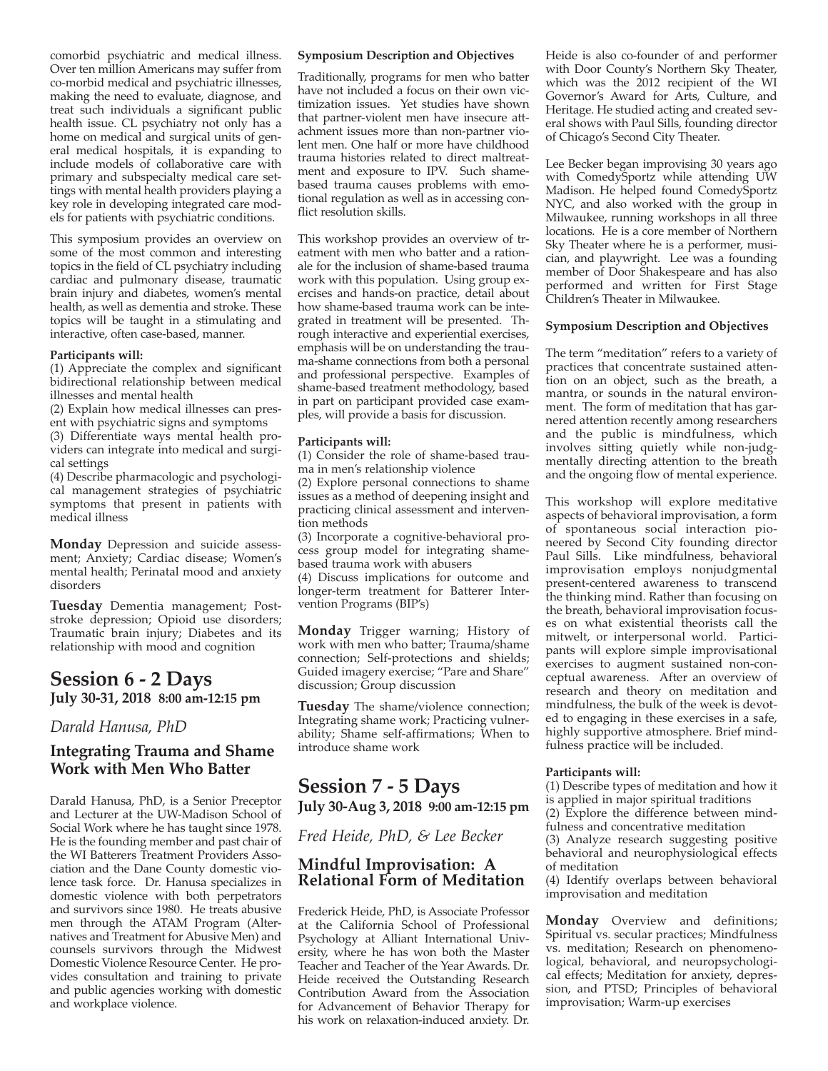comorbid psychiatric and medical illness. Over ten million Americans may suffer from co-morbid medical and psychiatric illnesses, making the need to evaluate, diagnose, and treat such individuals a significant public health issue. CL psychiatry not only has a home on medical and surgical units of general medical hospitals, it is expanding to include models of collaborative care with primary and subspecialty medical care settings with mental health providers playing a key role in developing integrated care models for patients with psychiatric conditions.

This symposium provides an overview on some of the most common and interesting topics in the field of CL psychiatry including cardiac and pulmonary disease, traumatic brain injury and diabetes, women's mental health, as well as dementia and stroke. These topics will be taught in a stimulating and interactive, often case-based, manner.

**Participants will:**
(1) Appreciate the complex and significant bidirectional relationship between medical illnesses and mental health
(2) Explain how medical illnesses can present with psychiatric signs and symptoms
(3) Differentiate ways mental health providers can integrate into medical and surgical settings
(4) Describe pharmacologic and psychological management strategies of psychiatric symptoms that present in patients with medical illness

**Monday** Depression and suicide assessment; Anxiety; Cardiac disease; Women's mental health; Perinatal mood and anxiety disorders

**Tuesday** Dementia management; Post-stroke depression; Opioid use disorders; Traumatic brain injury; Diabetes and its relationship with mood and cognition

## Session 6 - 2 Days
**July 30-31, 2018 8:00 am-12:15 pm**

*Darald Hanusa, PhD*

### Integrating Trauma and Shame Work with Men Who Batter

Darald Hanusa, PhD, is a Senior Preceptor and Lecturer at the UW-Madison School of Social Work where he has taught since 1978. He is the founding member and past chair of the WI Batterers Treatment Providers Association and the Dane County domestic violence task force. Dr. Hanusa specializes in domestic violence with both perpetrators and survivors since 1980. He treats abusive men through the ATAM Program (Alternatives and Treatment for Abusive Men) and counsels survivors through the Midwest Domestic Violence Resource Center. He provides consultation and training to private and public agencies working with domestic and workplace violence.

**Symposium Description and Objectives**

Traditionally, programs for men who batter have not included a focus on their own victimization issues. Yet studies have shown that partner-violent men have insecure attachment issues more than non-partner violent men. One half or more have childhood trauma histories related to direct maltreatment and exposure to IPV. Such shame-based trauma causes problems with emotional regulation as well as in accessing conflict resolution skills.

This workshop provides an overview of treatment with men who batter and a rationale for the inclusion of shame-based trauma work with this population. Using group exercises and hands-on practice, detail about how shame-based trauma work can be integrated in treatment will be presented. Through interactive and experiential exercises, emphasis will be on understanding the trauma-shame connections from both a personal and professional perspective. Examples of shame-based treatment methodology, based in part on participant provided case examples, will provide a basis for discussion.

**Participants will:**
(1) Consider the role of shame-based trauma in men's relationship violence
(2) Explore personal connections to shame issues as a method of deepening insight and practicing clinical assessment and intervention methods
(3) Incorporate a cognitive-behavioral process group model for integrating shame-based trauma work with abusers
(4) Discuss implications for outcome and longer-term treatment for Batterer Intervention Programs (BIP's)

**Monday** Trigger warning; History of work with men who batter; Trauma/shame connection; Self-protections and shields; Guided imagery exercise; "Pare and Share" discussion; Group discussion

**Tuesday** The shame/violence connection; Integrating shame work; Practicing vulnerability; Shame self-affirmations; When to introduce shame work

## Session 7 - 5 Days
**July 30-Aug 3, 2018 9:00 am-12:15 pm**

*Fred Heide, PhD, & Lee Becker*

### Mindful Improvisation: A Relational Form of Meditation

Frederick Heide, PhD, is Associate Professor at the California School of Professional Psychology at Alliant International University, where he has won both the Master Teacher and Teacher of the Year Awards. Dr. Heide received the Outstanding Research Contribution Award from the Association for Advancement of Behavior Therapy for his work on relaxation-induced anxiety. Dr. Heide is also co-founder of and performer with Door County's Northern Sky Theater, which was the 2012 recipient of the WI Governor's Award for Arts, Culture, and Heritage. He studied acting and created several shows with Paul Sills, founding director of Chicago's Second City Theater.

Lee Becker began improvising 30 years ago with ComedySportz while attending UW Madison. He helped found ComedySportz NYC, and also worked with the group in Milwaukee, running workshops in all three locations. He is a core member of Northern Sky Theater where he is a performer, musician, and playwright. Lee was a founding member of Door Shakespeare and has also performed and written for First Stage Children's Theater in Milwaukee.

**Symposium Description and Objectives**

The term "meditation" refers to a variety of practices that concentrate sustained attention on an object, such as the breath, a mantra, or sounds in the natural environment. The form of meditation that has garnered attention recently among researchers and the public is mindfulness, which involves sitting quietly while non-judgmentally directing attention to the breath and the ongoing flow of mental experience.

This workshop will explore meditative aspects of behavioral improvisation, a form of spontaneous social interaction pioneered by Second City founding director Paul Sills. Like mindfulness, behavioral improvisation employs nonjudgmental present-centered awareness to transcend the thinking mind. Rather than focusing on the breath, behavioral improvisation focuses on what existential theorists call the mitwelt, or interpersonal world. Participants will explore simple improvisational exercises to augment sustained non-conceptual awareness. After an overview of research and theory on meditation and mindfulness, the bulk of the week is devoted to engaging in these exercises in a safe, highly supportive atmosphere. Brief mindfulness practice will be included.

**Participants will:**
(1) Describe types of meditation and how it is applied in major spiritual traditions
(2) Explore the difference between mindfulness and concentrative meditation
(3) Analyze research suggesting positive behavioral and neurophysiological effects of meditation
(4) Identify overlaps between behavioral improvisation and meditation

**Monday** Overview and definitions; Spiritual vs. secular practices; Mindfulness vs. meditation; Research on phenomenological, behavioral, and neuropsychological effects; Meditation for anxiety, depression, and PTSD; Principles of behavioral improvisation; Warm-up exercises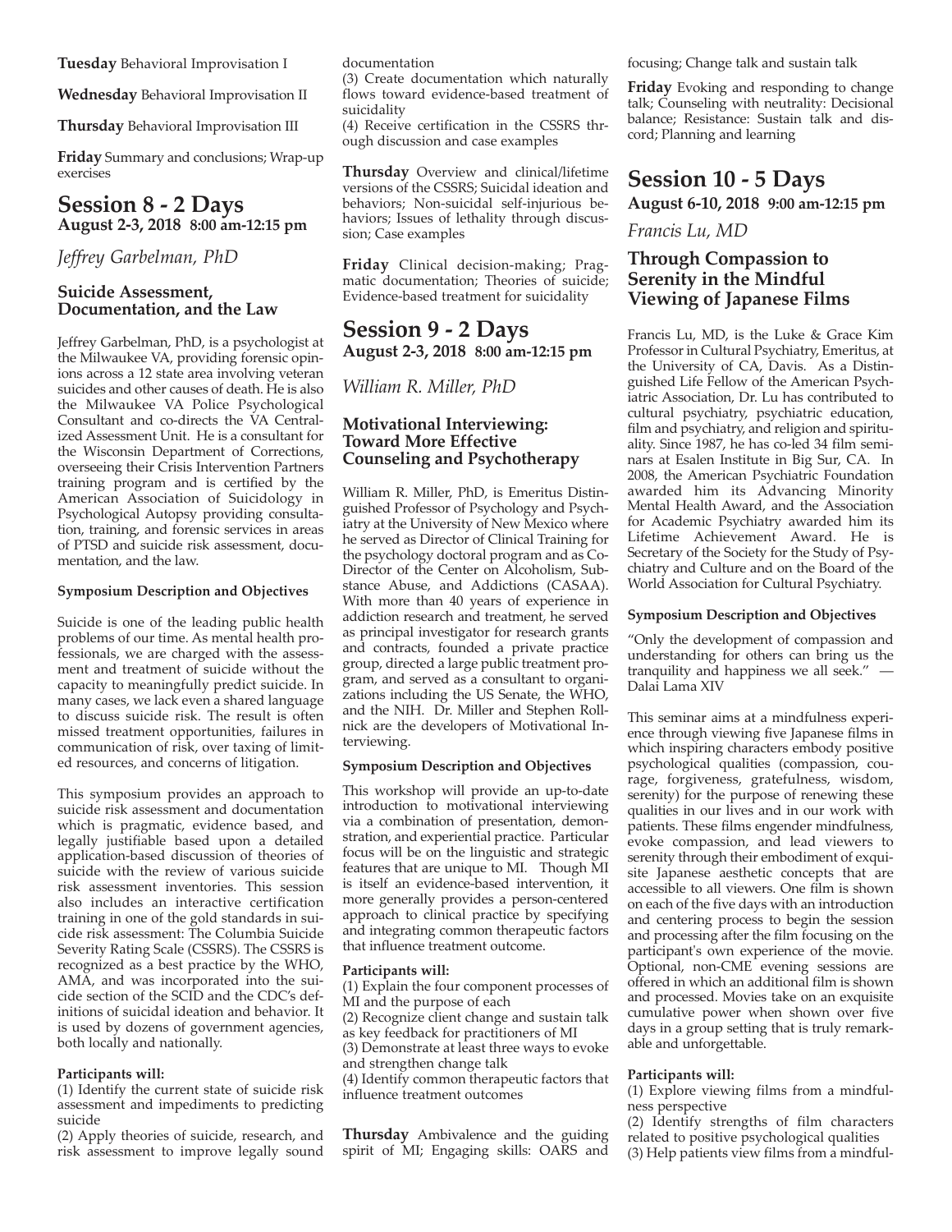**Tuesday** Behavioral Improvisation I

**Wednesday** Behavioral Improvisation II

**Thursday** Behavioral Improvisation III

**Friday** Summary and conclusions; Wrap-up exercises

## Session 8 - 2 Days

**August 2-3, 2018 8:00 am-12:15 pm**

*Jeffrey Garbelman, PhD*

### Suicide Assessment, Documentation, and the Law

Jeffrey Garbelman, PhD, is a psychologist at the Milwaukee VA, providing forensic opinions across a 12 state area involving veteran suicides and other causes of death. He is also the Milwaukee VA Police Psychological Consultant and co-directs the VA Centralized Assessment Unit. He is a consultant for the Wisconsin Department of Corrections, overseeing their Crisis Intervention Partners training program and is certified by the American Association of Suicidology in Psychological Autopsy providing consultation, training, and forensic services in areas of PTSD and suicide risk assessment, documentation, and the law.

**Symposium Description and Objectives**

Suicide is one of the leading public health problems of our time. As mental health professionals, we are charged with the assessment and treatment of suicide without the capacity to meaningfully predict suicide. In many cases, we lack even a shared language to discuss suicide risk. The result is often missed treatment opportunities, failures in communication of risk, over taxing of limited resources, and concerns of litigation.

This symposium provides an approach to suicide risk assessment and documentation which is pragmatic, evidence based, and legally justifiable based upon a detailed application-based discussion of theories of suicide with the review of various suicide risk assessment inventories. This session also includes an interactive certification training in one of the gold standards in suicide risk assessment: The Columbia Suicide Severity Rating Scale (CSSRS). The CSSRS is recognized as a best practice by the WHO, AMA, and was incorporated into the suicide section of the SCID and the CDC's definitions of suicidal ideation and behavior. It is used by dozens of government agencies, both locally and nationally.

**Participants will:**

(1) Identify the current state of suicide risk assessment and impediments to predicting suicide
(2) Apply theories of suicide, research, and risk assessment to improve legally sound documentation
(3) Create documentation which naturally flows toward evidence-based treatment of suicidality
(4) Receive certification in the CSSRS through discussion and case examples

**Thursday** Overview and clinical/lifetime versions of the CSSRS; Suicidal ideation and behaviors; Non-suicidal self-injurious behaviors; Issues of lethality through discussion; Case examples

**Friday** Clinical decision-making; Pragmatic documentation; Theories of suicide; Evidence-based treatment for suicidality

## Session 9 - 2 Days

**August 2-3, 2018 8:00 am-12:15 pm**

*William R. Miller, PhD*

### Motivational Interviewing: Toward More Effective Counseling and Psychotherapy

William R. Miller, PhD, is Emeritus Distinguished Professor of Psychology and Psychiatry at the University of New Mexico where he served as Director of Clinical Training for the psychology doctoral program and as Co-Director of the Center on Alcoholism, Substance Abuse, and Addictions (CASAA). With more than 40 years of experience in addiction research and treatment, he served as principal investigator for research grants and contracts, founded a private practice group, directed a large public treatment program, and served as a consultant to organizations including the US Senate, the WHO, and the NIH. Dr. Miller and Stephen Rollnick are the developers of Motivational Interviewing.

**Symposium Description and Objectives**

This workshop will provide an up-to-date introduction to motivational interviewing via a combination of presentation, demonstration, and experiential practice. Particular focus will be on the linguistic and strategic features that are unique to MI. Though MI is itself an evidence-based intervention, it more generally provides a person-centered approach to clinical practice by specifying and integrating common therapeutic factors that influence treatment outcome.

**Participants will:**

(1) Explain the four component processes of MI and the purpose of each
(2) Recognize client change and sustain talk as key feedback for practitioners of MI
(3) Demonstrate at least three ways to evoke and strengthen change talk
(4) Identify common therapeutic factors that influence treatment outcomes

**Thursday** Ambivalence and the guiding spirit of MI; Engaging skills: OARS and focusing; Change talk and sustain talk

**Friday** Evoking and responding to change talk; Counseling with neutrality: Decisional balance; Resistance: Sustain talk and discord; Planning and learning

## Session 10 - 5 Days

**August 6-10, 2018 9:00 am-12:15 pm**

*Francis Lu, MD*

### Through Compassion to Serenity in the Mindful Viewing of Japanese Films

Francis Lu, MD, is the Luke & Grace Kim Professor in Cultural Psychiatry, Emeritus, at the University of CA, Davis. As a Distinguished Life Fellow of the American Psychiatric Association, Dr. Lu has contributed to cultural psychiatry, psychiatric education, film and psychiatry, and religion and spirituality. Since 1987, he has co-led 34 film seminars at Esalen Institute in Big Sur, CA. In 2008, the American Psychiatric Foundation awarded him its Advancing Minority Mental Health Award, and the Association for Academic Psychiatry awarded him its Lifetime Achievement Award. He is Secretary of the Society for the Study of Psychiatry and Culture and on the Board of the World Association for Cultural Psychiatry.

**Symposium Description and Objectives**

"Only the development of compassion and understanding for others can bring us the tranquility and happiness we all seek." — Dalai Lama XIV

This seminar aims at a mindfulness experience through viewing five Japanese films in which inspiring characters embody positive psychological qualities (compassion, courage, forgiveness, gratefulness, wisdom, serenity) for the purpose of renewing these qualities in our lives and in our work with patients. These films engender mindfulness, evoke compassion, and lead viewers to serenity through their embodiment of exquisite Japanese aesthetic concepts that are accessible to all viewers. One film is shown on each of the five days with an introduction and centering process to begin the session and processing after the film focusing on the participant's own experience of the movie. Optional, non-CME evening sessions are offered in which an additional film is shown and processed. Movies take on an exquisite cumulative power when shown over five days in a group setting that is truly remarkable and unforgettable.

**Participants will:**

(1) Explore viewing films from a mindfulness perspective
(2) Identify strengths of film characters related to positive psychological qualities
(3) Help patients view films from a mindful-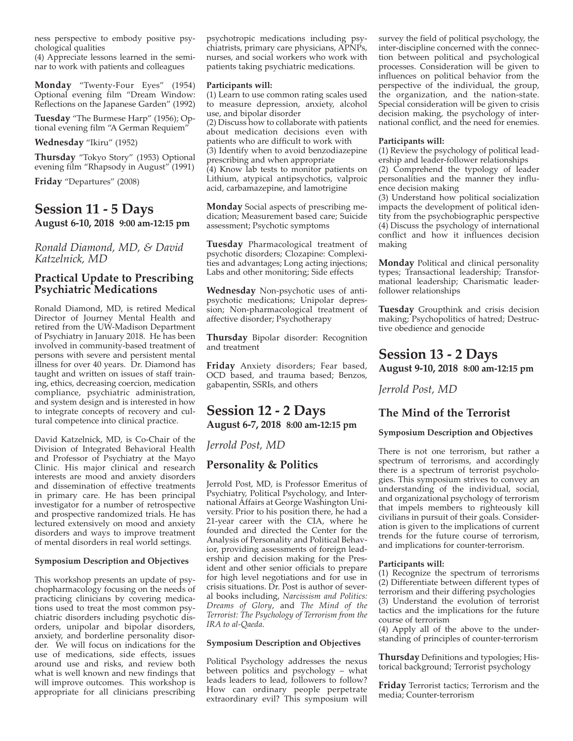ness perspective to embody positive psychological qualities
(4) Appreciate lessons learned in the seminar to work with patients and colleagues

**Monday** "Twenty-Four Eyes" (1954) Optional evening film "Dream Window: Reflections on the Japanese Garden" (1992)

**Tuesday** "The Burmese Harp" (1956); Optional evening film "A German Requiem"

**Wednesday** "Ikiru" (1952)

**Thursday** "Tokyo Story" (1953) Optional evening film "Rhapsody in August" (1991)

**Friday** "Departures" (2008)

## Session 11 - 5 Days

**August 6-10, 2018 9:00 am-12:15 pm**

*Ronald Diamond, MD, & David Katzelnick, MD*

### Practical Update to Prescribing Psychiatric Medications

Ronald Diamond, MD, is retired Medical Director of Journey Mental Health and retired from the UW-Madison Department of Psychiatry in January 2018. He has been involved in community-based treatment of persons with severe and persistent mental illness for over 40 years. Dr. Diamond has taught and written on issues of staff training, ethics, decreasing coercion, medication compliance, psychiatric administration, and system design and is interested in how to integrate concepts of recovery and cultural competence into clinical practice.

David Katzelnick, MD, is Co-Chair of the Division of Integrated Behavioral Health and Professor of Psychiatry at the Mayo Clinic. His major clinical and research interests are mood and anxiety disorders and dissemination of effective treatments in primary care. He has been principal investigator for a number of retrospective and prospective randomized trials. He has lectured extensively on mood and anxiety disorders and ways to improve treatment of mental disorders in real world settings.

**Symposium Description and Objectives**

This workshop presents an update of psychopharmacology focusing on the needs of practicing clinicians by covering medications used to treat the most common psychiatric disorders including psychotic disorders, unipolar and bipolar disorders, anxiety, and borderline personality disorder. We will focus on indications for the use of medications, side effects, issues around use and risks, and review both what is well known and new findings that will improve outcomes. This workshop is appropriate for all clinicians prescribing psychotropic medications including psychiatrists, primary care physicians, APNPs, nurses, and social workers who work with patients taking psychiatric medications.

**Participants will:**
(1) Learn to use common rating scales used to measure depression, anxiety, alcohol use, and bipolar disorder
(2) Discuss how to collaborate with patients about medication decisions even with patients who are difficult to work with
(3) Identify when to avoid benzodiazepine prescribing and when appropriate
(4) Know lab tests to monitor patients on Lithium, atypical antipsychotics, valproic acid, carbamazepine, and lamotrigine

**Monday** Social aspects of prescribing medication; Measurement based care; Suicide assessment; Psychotic symptoms

**Tuesday** Pharmacological treatment of psychotic disorders; Clozapine: Complexities and advantages; Long acting injections; Labs and other monitoring; Side effects

**Wednesday** Non-psychotic uses of antipsychotic medications; Unipolar depression; Non-pharmacological treatment of affective disorder; Psychotherapy

**Thursday** Bipolar disorder: Recognition and treatment

**Friday** Anxiety disorders; Fear based, OCD based, and trauma based; Benzos, gabapentin, SSRIs, and others

## Session 12 - 2 Days

**August 6-7, 2018 8:00 am-12:15 pm**

*Jerrold Post, MD*

### Personality & Politics

Jerrold Post, MD, is Professor Emeritus of Psychiatry, Political Psychology, and International Affairs at George Washington University. Prior to his position there, he had a 21-year career with the CIA, where he founded and directed the Center for the Analysis of Personality and Political Behavior, providing assessments of foreign leadership and decision making for the President and other senior officials to prepare for high level negotiations and for use in crisis situations. Dr. Post is author of several books including, *Narcissism and Politics: Dreams of Glory*, and *The Mind of the Terrorist: The Psychology of Terrorism from the IRA to al-Qaeda*.

**Symposium Description and Objectives**

Political Psychology addresses the nexus between politics and psychology – what leads leaders to lead, followers to follow? How can ordinary people perpetrate extraordinary evil? This symposium will survey the field of political psychology, the inter-discipline concerned with the connection between political and psychological processes. Consideration will be given to influences on political behavior from the perspective of the individual, the group, the organization, and the nation-state. Special consideration will be given to crisis decision making, the psychology of international conflict, and the need for enemies.

**Participants will:**
(1) Review the psychology of political leadership and leader-follower relationships
(2) Comprehend the typology of leader personalities and the manner they influence decision making
(3) Understand how political socialization impacts the development of political identity from the psychobiographic perspective
(4) Discuss the psychology of international conflict and how it influences decision making

**Monday** Political and clinical personality types; Transactional leadership; Transformational leadership; Charismatic leader-follower relationships

**Tuesday** Groupthink and crisis decision making; Psychopolitics of hatred; Destructive obedience and genocide

## Session 13 - 2 Days

**August 9-10, 2018 8:00 am-12:15 pm**

*Jerrold Post, MD*

### The Mind of the Terrorist

**Symposium Description and Objectives**

There is not one terrorism, but rather a spectrum of terrorisms, and accordingly there is a spectrum of terrorist psychologies. This symposium strives to convey an understanding of the individual, social, and organizational psychology of terrorism that impels members to righteously kill civilians in pursuit of their goals. Consideration is given to the implications of current trends for the future course of terrorism, and implications for counter-terrorism.

**Participants will:**
(1) Recognize the spectrum of terrorisms
(2) Differentiate between different types of terrorism and their differing psychologies
(3) Understand the evolution of terrorist tactics and the implications for the future course of terrorism
(4) Apply all of the above to the understanding of principles of counter-terrorism

**Thursday** Definitions and typologies; Historical background; Terrorist psychology

**Friday** Terrorist tactics; Terrorism and the media; Counter-terrorism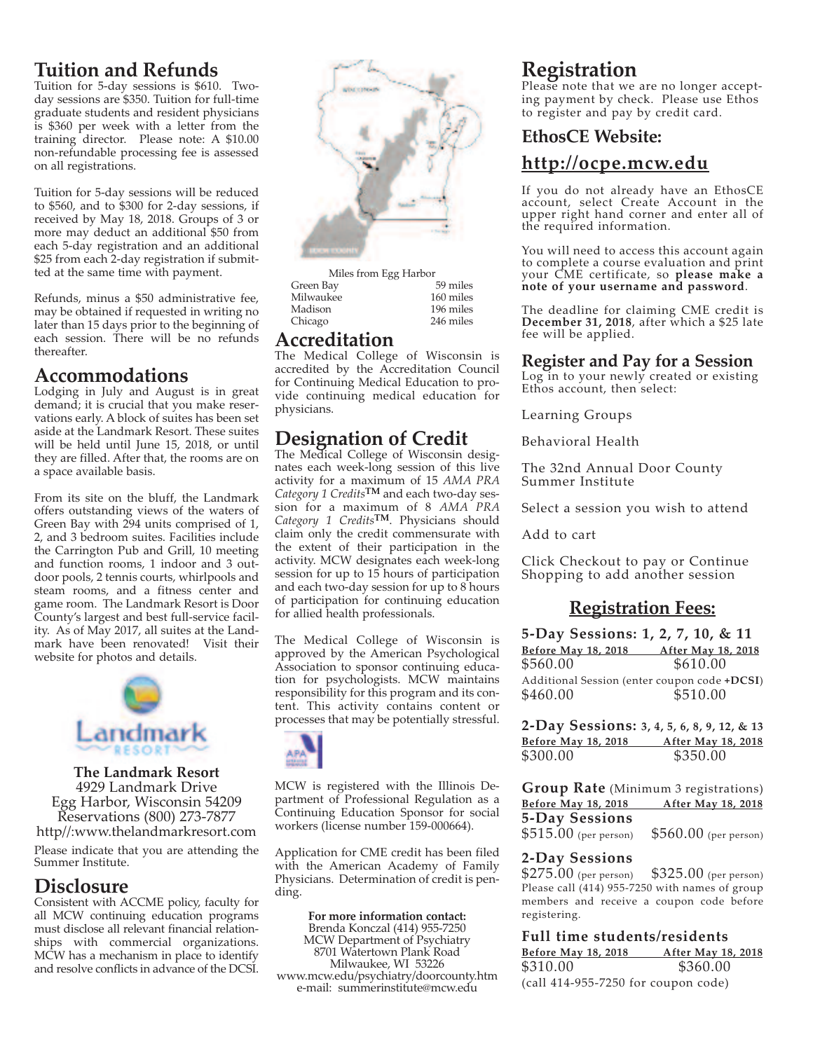# Tuition and Refunds

Tuition for 5-day sessions is $610. Two-day sessions are $350. Tuition for full-time graduate students and resident physicians is $360 per week with a letter from the training director. Please note: A $10.00 non-refundable processing fee is assessed on all registrations.

Tuition for 5-day sessions will be reduced to $560, and to $300 for 2-day sessions, if received by May 18, 2018. Groups of 3 or more may deduct an additional $50 from each 5-day registration and an additional $25 from each 2-day registration if submitted at the same time with payment.

Refunds, minus a $50 administrative fee, may be obtained if requested in writing no later than 15 days prior to the beginning of each session. There will be no refunds thereafter.

# Accommodations

Lodging in July and August is in great demand; it is crucial that you make reservations early. A block of suites has been set aside at the Landmark Resort. These suites will be held until June 15, 2018, or until they are filled. After that, the rooms are on a space available basis.

From its site on the bluff, the Landmark offers outstanding views of the waters of Green Bay with 294 units comprised of 1, 2, and 3 bedroom suites. Facilities include the Carrington Pub and Grill, 10 meeting and function rooms, 1 indoor and 3 outdoor pools, 2 tennis courts, whirlpools and steam rooms, and a fitness center and game room. The Landmark Resort is Door County's largest and best full-service facility. As of May 2017, all suites at the Landmark have been renovated! Visit their website for photos and details.

**The Landmark Resort**
4929 Landmark Drive
Egg Harbor, Wisconsin 54209
Reservations (800) 273-7877
http//:www.thelandmarkresort.com

Please indicate that you are attending the Summer Institute.

# Disclosure

Consistent with ACCME policy, faculty for all MCW continuing education programs must disclose all relevant financial relationships with commercial organizations. MCW has a mechanism in place to identify and resolve conflicts in advance of the DCSI.

Miles from Egg Harbor

| | |
|---|---|
| Green Bay | 59 miles |
| Milwaukee | 160 miles |
| Madison | 196 miles |
| Chicago | 246 miles |

# Accreditation

The Medical College of Wisconsin is accredited by the Accreditation Council for Continuing Medical Education to provide continuing medical education for physicians.

# Designation of Credit

The Medical College of Wisconsin designates each week-long session of this live activity for a maximum of 15 *AMA PRA Category 1 Credits*™ and each two-day session for a maximum of 8 *AMA PRA Category 1 Credits*™. Physicians should claim only the credit commensurate with the extent of their participation in the activity. MCW designates each week-long session for up to 15 hours of participation and each two-day session for up to 8 hours of participation for continuing education for allied health professionals.

The Medical College of Wisconsin is approved by the American Psychological Association to sponsor continuing education for psychologists. MCW maintains responsibility for this program and its content. This activity contains content or processes that may be potentially stressful.

MCW is registered with the Illinois Department of Professional Regulation as a Continuing Education Sponsor for social workers (license number 159-000664).

Application for CME credit has been filed with the American Academy of Family Physicians. Determination of credit is pending.

**For more information contact:**
Brenda Konczal (414) 955-7250
MCW Department of Psychiatry
8701 Watertown Plank Road
Milwaukee, WI 53226
www.mcw.edu/psychiatry/doorcounty.htm
e-mail: summerinstitute@mcw.edu

# Registration

Please note that we are no longer accepting payment by check. Please use Ethos to register and pay by credit card.

## EthosCE Website:

## http://ocpe.mcw.edu

If you do not already have an EthosCE account, select Create Account in the upper right hand corner and enter all of the required information.

You will need to access this account again to complete a course evaluation and print your CME certificate, so **please make a note of your username and password**.

The deadline for claiming CME credit is **December 31, 2018**, after which a $25 late fee will be applied.

## Register and Pay for a Session

Log in to your newly created or existing Ethos account, then select:

Learning Groups

Behavioral Health

The 32nd Annual Door County Summer Institute

Select a session you wish to attend

Add to cart

Click Checkout to pay or Continue Shopping to add another session

## Registration Fees:

**5-Day Sessions: 1, 2, 7, 10, & 11**

| Before May 18, 2018 | After May 18, 2018 |
|---|---|
| $560.00 | $610.00 |

Additional Session (enter coupon code **+DCSI**)

| | |
|---|---|
| $460.00 | $510.00 |

**2-Day Sessions: 3, 4, 5, 6, 8, 9, 12, & 13**

| Before May 18, 2018 | After May 18, 2018 |
|---|---|
| $300.00 | $350.00 |

**Group Rate** (Minimum 3 registrations)

| Before May 18, 2018 | After May 18, 2018 |
|---|---|
| **5-Day Sessions** | |
| $515.00 (per person) | $560.00 (per person) |
| **2-Day Sessions** | |
| $275.00 (per person) | $325.00 (per person) |

Please call (414) 955-7250 with names of group members and receive a coupon code before registering.

**Full time students/residents**

| Before May 18, 2018 | After May 18, 2018 |
|---|---|
| $310.00 | $360.00 |

(call 414-955-7250 for coupon code)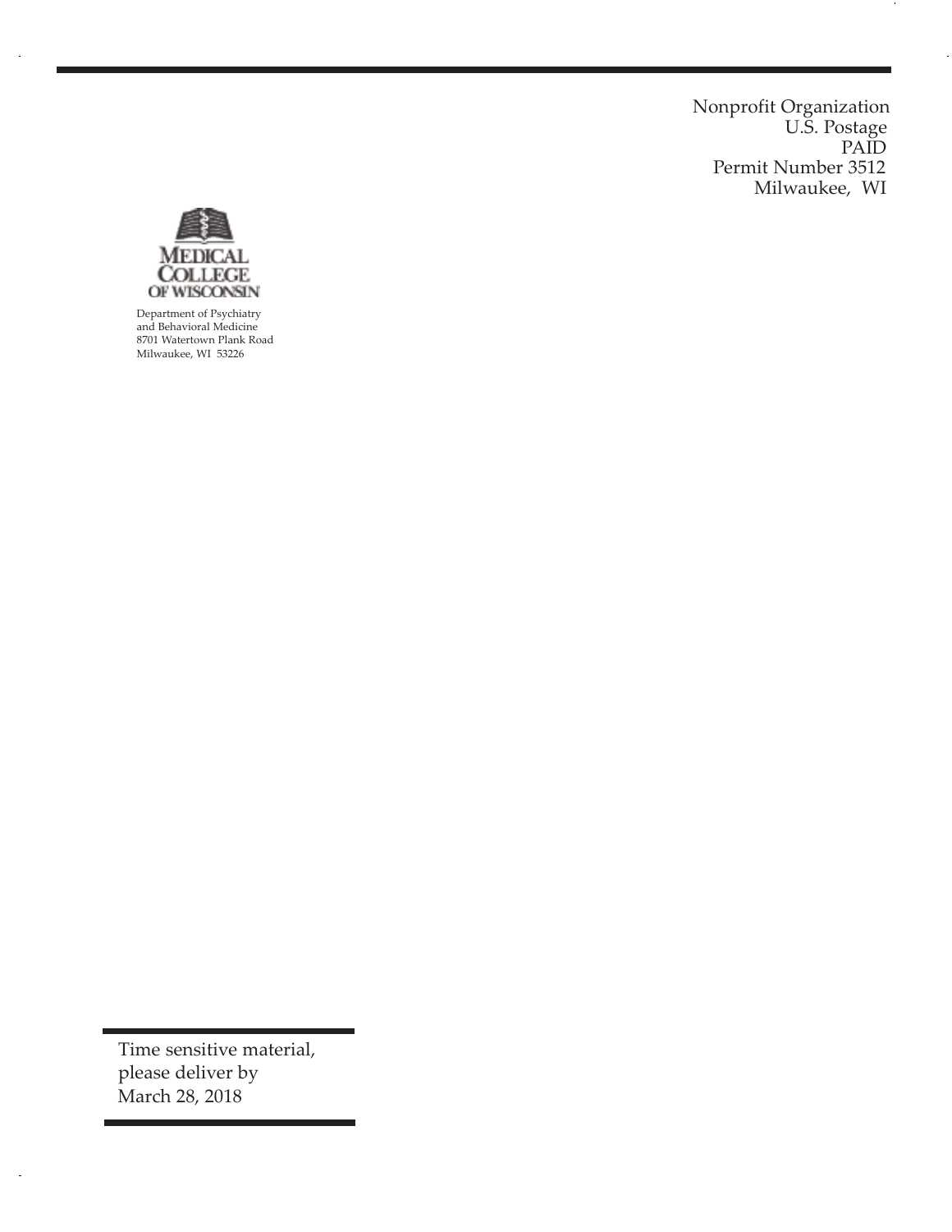Nonprofit Organization
U.S. Postage
PAID
Permit Number 3512
Milwaukee, WI

MEDICAL COLLEGE OF WISCONSIN

Department of Psychiatry
and Behavioral Medicine
8701 Watertown Plank Road
Milwaukee, WI 53226

Time sensitive material,
please deliver by
March 28, 2018